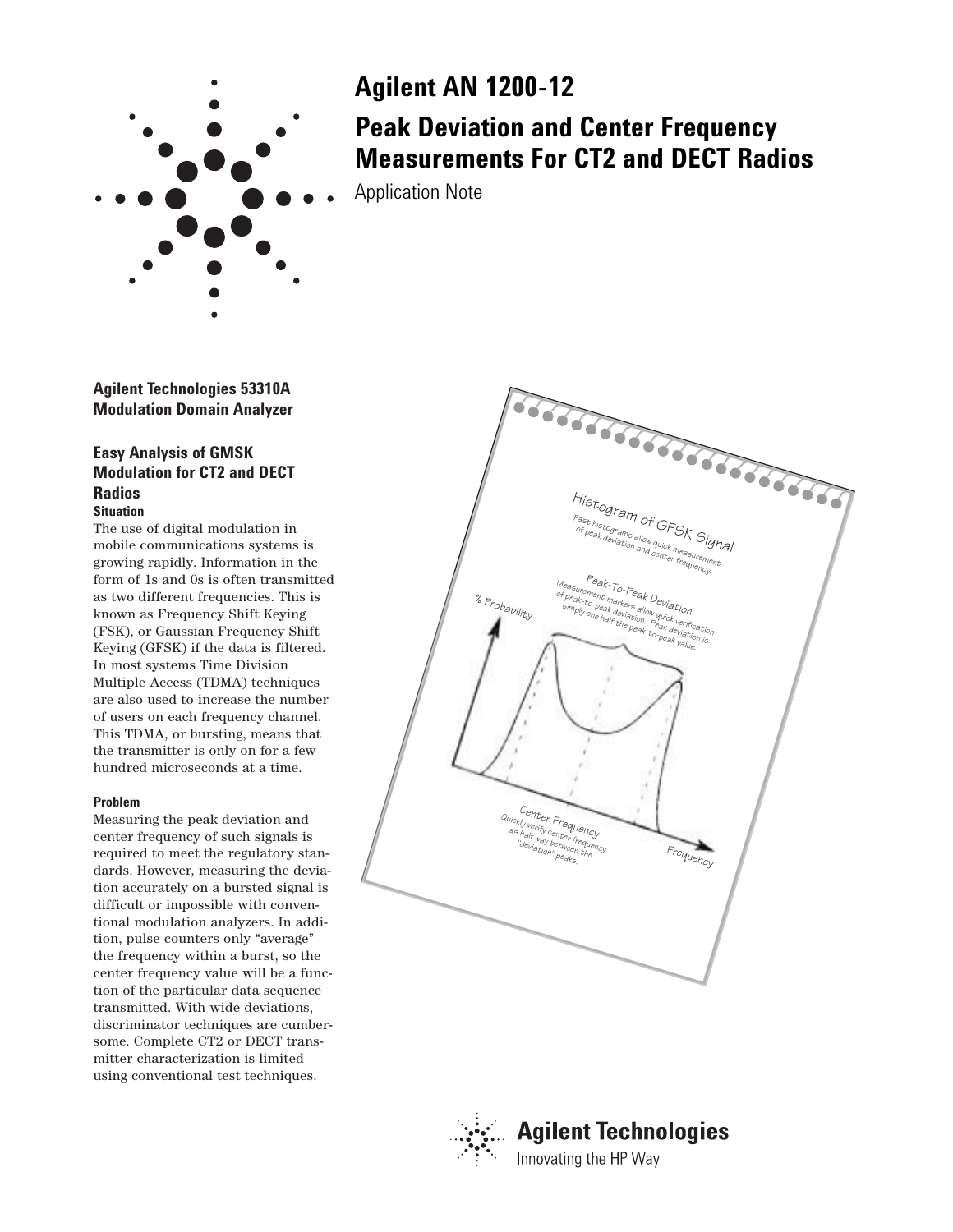# Agilent AN 1200-12

## Peak Deviation and Center Frequency Measurements For CT2 and DECT Radios

Application Note

**Agilent Technologies 53310A Modulation Domain Analyzer**

### Easy Analysis of GMSK Modulation for CT2 and DECT Radios

**Situation**

The use of digital modulation in mobile communications systems is growing rapidly. Information in the form of 1s and 0s is often transmitted as two different frequencies. This is known as Frequency Shift Keying (FSK), or Gaussian Frequency Shift Keying (GFSK) if the data is filtered. In most systems Time Division Multiple Access (TDMA) techniques are also used to increase the number of users on each frequency channel. This TDMA, or bursting, means that the transmitter is only on for a few hundred microseconds at a time.

**Problem**

Measuring the peak deviation and center frequency of such signals is required to meet the regulatory standards. However, measuring the deviation accurately on a bursted signal is difficult or impossible with conventional modulation analyzers. In addition, pulse counters only "average" the frequency within a burst, so the center frequency value will be a function of the particular data sequence transmitted. With wide deviations, discriminator techniques are cumbersome. Complete CT2 or DECT transmitter characterization is limited using conventional test techniques.

Histogram of GFSK Signal

Fast histograms allow quick measurement of peak deviation and center frequency.

Peak-To-Peak Deviation

Measurement markers allow quick verification of peak-to-peak deviation. Peak deviation is simply one half the peak-to-peak value.

% Probability

Center Frequency

Quickly verify center frequency as half way between the "deviation" peaks.

Frequency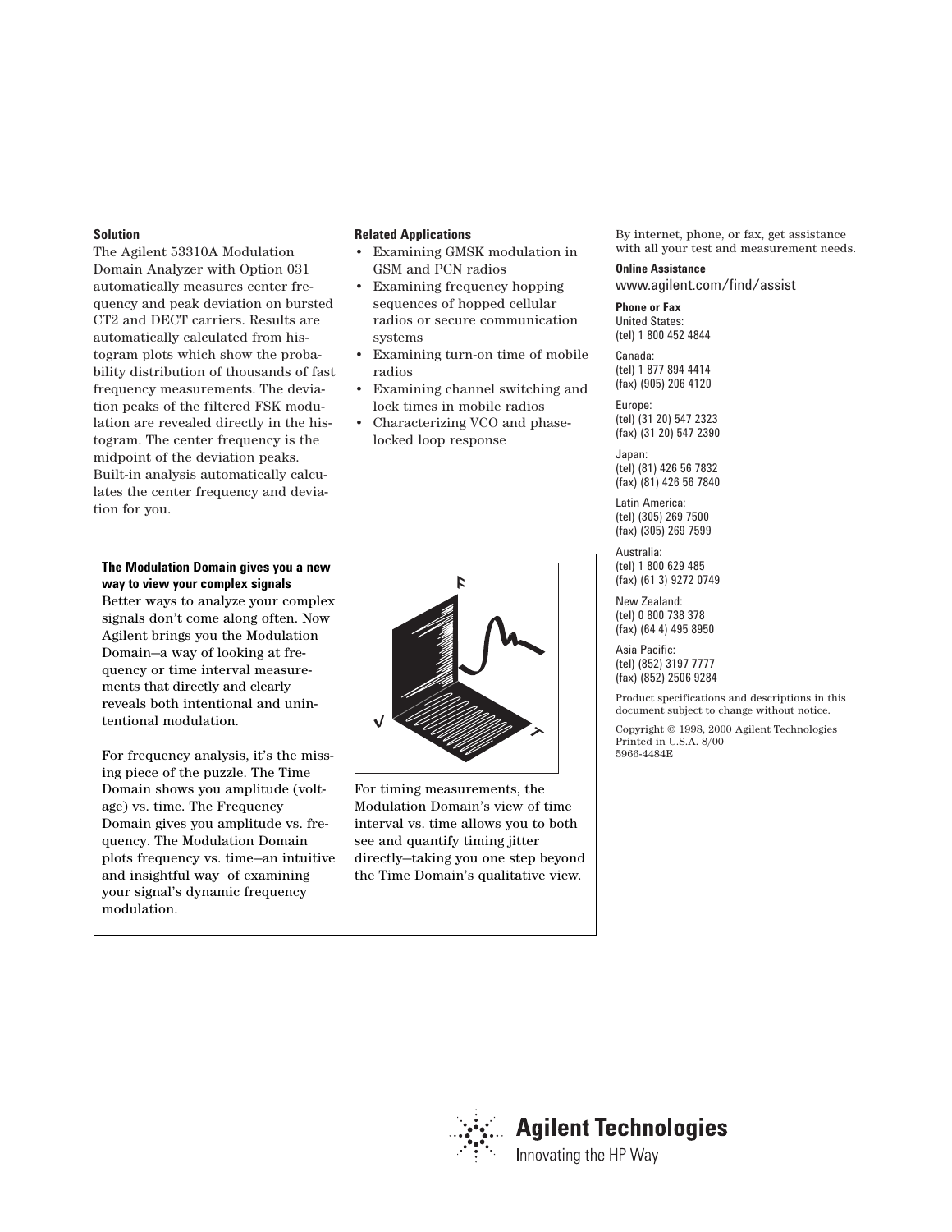### Solution

The Agilent 53310A Modulation Domain Analyzer with Option 031 automatically measures center frequency and peak deviation on bursted CT2 and DECT carriers. Results are automatically calculated from histogram plots which show the probability distribution of thousands of fast frequency measurements. The deviation peaks of the filtered FSK modulation are revealed directly in the histogram. The center frequency is the midpoint of the deviation peaks. Built-in analysis automatically calculates the center frequency and deviation for you.

### Related Applications

- Examining GMSK modulation in GSM and PCN radios
- Examining frequency hopping sequences of hopped cellular radios or secure communication systems
- Examining turn-on time of mobile radios
- Examining channel switching and lock times in mobile radios
- Characterizing VCO and phase-locked loop response

### The Modulation Domain gives you a new way to view your complex signals

Better ways to analyze your complex signals don't come along often. Now Agilent brings you the Modulation Domain–a way of looking at frequency or time interval measurements that directly and clearly reveals both intentional and unintentional modulation.

For frequency analysis, it's the missing piece of the puzzle. The Time Domain shows you amplitude (voltage) vs. time. The Frequency Domain gives you amplitude vs. frequency. The Modulation Domain plots frequency vs. time–an intuitive and insightful way of examining your signal's dynamic frequency modulation.

F

V

T

For timing measurements, the Modulation Domain's view of time interval vs. time allows you to both see and quantify timing jitter directly–taking you one step beyond the Time Domain's qualitative view.

By internet, phone, or fax, get assistance with all your test and measurement needs.

**Online Assistance**

www.agilent.com/find/assist

**Phone or Fax**

United States:
(tel) 1 800 452 4844

Canada:
(tel) 1 877 894 4414
(fax) (905) 206 4120

Europe:
(tel) (31 20) 547 2323
(fax) (31 20) 547 2390

Japan:
(tel) (81) 426 56 7832
(fax) (81) 426 56 7840

Latin America:
(tel) (305) 269 7500
(fax) (305) 269 7599

Australia:
(tel) 1 800 629 485
(fax) (61 3) 9272 0749

New Zealand:
(tel) 0 800 738 378
(fax) (64 4) 495 8950

Asia Pacific:
(tel) (852) 3197 7777
(fax) (852) 2506 9284

Product specifications and descriptions in this document subject to change without notice.

Copyright © 1998, 2000 Agilent Technologies
Printed in U.S.A. 8/00
5966-4484E

**Agilent Technologies**
Innovating the HP Way